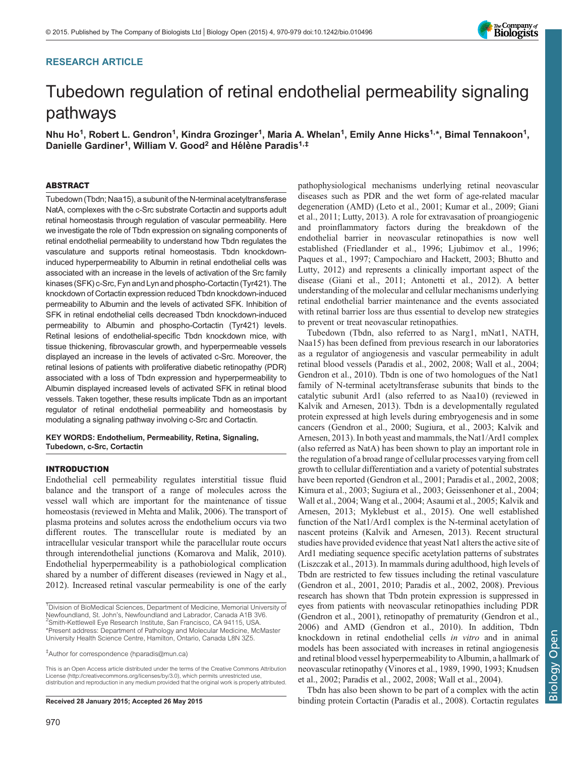RESEARCH ARTICLE

# Tubedown regulation of retinal endothelial permeability signaling pathways

**Nhu Ho[1], Robert L. Gendron[1], Kindra Grozinger[1], Maria A. Whelan[1], Emily Anne Hicks[1,*], Bimal Tennakoon[1], Danielle Gardiner[1], William V. Good[2] and Hélène Paradis[1,‡]**

## ABSTRACT

Tubedown (Tbdn; Naa15), a subunit of the N-terminal acetyltransferase NatA, complexes with the c-Src substrate Cortactin and supports adult retinal homeostasis through regulation of vascular permeability. Here we investigate the role of Tbdn expression on signaling components of retinal endothelial permeability to understand how Tbdn regulates the vasculature and supports retinal homeostasis. Tbdn knockdown-induced hyperpermeability to Albumin in retinal endothelial cells was associated with an increase in the levels of activation of the Src family kinases (SFK) c-Src, Fyn and Lyn and phospho-Cortactin (Tyr421). The knockdown of Cortactin expression reduced Tbdn knockdown-induced permeability to Albumin and the levels of activated SFK. Inhibition of SFK in retinal endothelial cells decreased Tbdn knockdown-induced permeability to Albumin and phospho-Cortactin (Tyr421) levels. Retinal lesions of endothelial-specific Tbdn knockdown mice, with tissue thickening, fibrovascular growth, and hyperpermeable vessels displayed an increase in the levels of activated c-Src. Moreover, the retinal lesions of patients with proliferative diabetic retinopathy (PDR) associated with a loss of Tbdn expression and hyperpermeability to Albumin displayed increased levels of activated SFK in retinal blood vessels. Taken together, these results implicate Tbdn as an important regulator of retinal endothelial permeability and homeostasis by modulating a signaling pathway involving c-Src and Cortactin.

**KEY WORDS: Endothelium, Permeability, Retina, Signaling, Tubedown, c-Src, Cortactin**

## INTRODUCTION

Endothelial cell permeability regulates interstitial tissue fluid balance and the transport of a range of molecules across the vessel wall which are important for the maintenance of tissue homeostasis (reviewed in Mehta and Malik, 2006). The transport of plasma proteins and solutes across the endothelium occurs via two different routes. The transcellular route is mediated by an intracellular vesicular transport while the paracellular route occurs through interendothelial junctions (Komarova and Malik, 2010). Endothelial hyperpermeability is a pathobiological complication shared by a number of different diseases (reviewed in Nagy et al., 2012). Increased retinal vascular permeability is one of the early pathophysiological mechanisms underlying retinal neovascular diseases such as PDR and the wet form of age-related macular degeneration (AMD) (Leto et al., 2001; Kumar et al., 2009; Giani et al., 2011; Lutty, 2013). A role for extravasation of proangiogenic and proinflammatory factors during the breakdown of the endothelial barrier in neovascular retinopathies is now well established (Friedlander et al., 1996; Ljubimov et al., 1996; Paques et al., 1997; Campochiaro and Hackett, 2003; Bhutto and Lutty, 2012) and represents a clinically important aspect of the disease (Giani et al., 2011; Antonetti et al., 2012). A better understanding of the molecular and cellular mechanisms underlying retinal endothelial barrier maintenance and the events associated with retinal barrier loss are thus essential to develop new strategies to prevent or treat neovascular retinopathies.

Tubedown (Tbdn, also referred to as Narg1, mNat1, NATH, Naa15) has been defined from previous research in our laboratories as a regulator of angiogenesis and vascular permeability in adult retinal blood vessels (Paradis et al., 2002, 2008; Wall et al., 2004; Gendron et al., 2010). Tbdn is one of two homologues of the Nat1 family of N-terminal acetyltransferase subunits that binds to the catalytic subunit Ard1 (also referred to as Naa10) (reviewed in Kalvik and Arnesen, 2013). Tbdn is a developmentally regulated protein expressed at high levels during embryogenesis and in some cancers (Gendron et al., 2000; Sugiura, et al., 2003; Kalvik and Arnesen, 2013). In both yeast and mammals, the Nat1/Ard1 complex (also referred as NatA) has been shown to play an important role in the regulation of a broad range of cellular processes varying from cell growth to cellular differentiation and a variety of potential substrates have been reported (Gendron et al., 2001; Paradis et al., 2002, 2008; Kimura et al., 2003; Sugiura et al., 2003; Geissenhoner et al., 2004; Wall et al., 2004; Wang et al., 2004; Asaumi et al., 2005; Kalvik and Arnesen, 2013; Myklebust et al., 2015). One well established function of the Nat1/Ard1 complex is the N-terminal acetylation of nascent proteins (Kalvik and Arnesen, 2013). Recent structural studies have provided evidence that yeast Nat1 alters the active site of Ard1 mediating sequence specific acetylation patterns of substrates (Liszczak et al., 2013). In mammals during adulthood, high levels of Tbdn are restricted to few tissues including the retinal vasculature (Gendron et al., 2001, 2010; Paradis et al., 2002, 2008). Previous research has shown that Tbdn protein expression is suppressed in eyes from patients with neovascular retinopathies including PDR (Gendron et al., 2001), retinopathy of prematurity (Gendron et al., 2006) and AMD (Gendron et al., 2010). In addition, Tbdn knockdown in retinal endothelial cells *in vitro* and in animal models has been associated with increases in retinal angiogenesis and retinal blood vessel hyperpermeability to Albumin, a hallmark of neovascular retinopathy (Vinores et al., 1989, 1990, 1993; Knudsen et al., 2002; Paradis et al., 2002, 2008; Wall et al., 2004).

Tbdn has also been shown to be part of a complex with the actin binding protein Cortactin (Paradis et al., 2008). Cortactin regulates

---

[1]Division of BioMedical Sciences, Department of Medicine, Memorial University of Newfoundland, St. John's, Newfoundland and Labrador, Canada A1B 3V6. [2]Smith-Kettlewell Eye Research Institute, San Francisco, CA 94115, USA.
*Present address: Department of Pathology and Molecular Medicine, McMaster University Health Science Centre, Hamilton, Ontario, Canada L8N 3Z5.

‡Author for correspondence (hparadis@mun.ca)

This is an Open Access article distributed under the terms of the Creative Commons Attribution License (http://creativecommons.org/licenses/by/3.0), which permits unrestricted use, distribution and reproduction in any medium provided that the original work is properly attributed.

**Received 28 January 2015; Accepted 26 May 2015**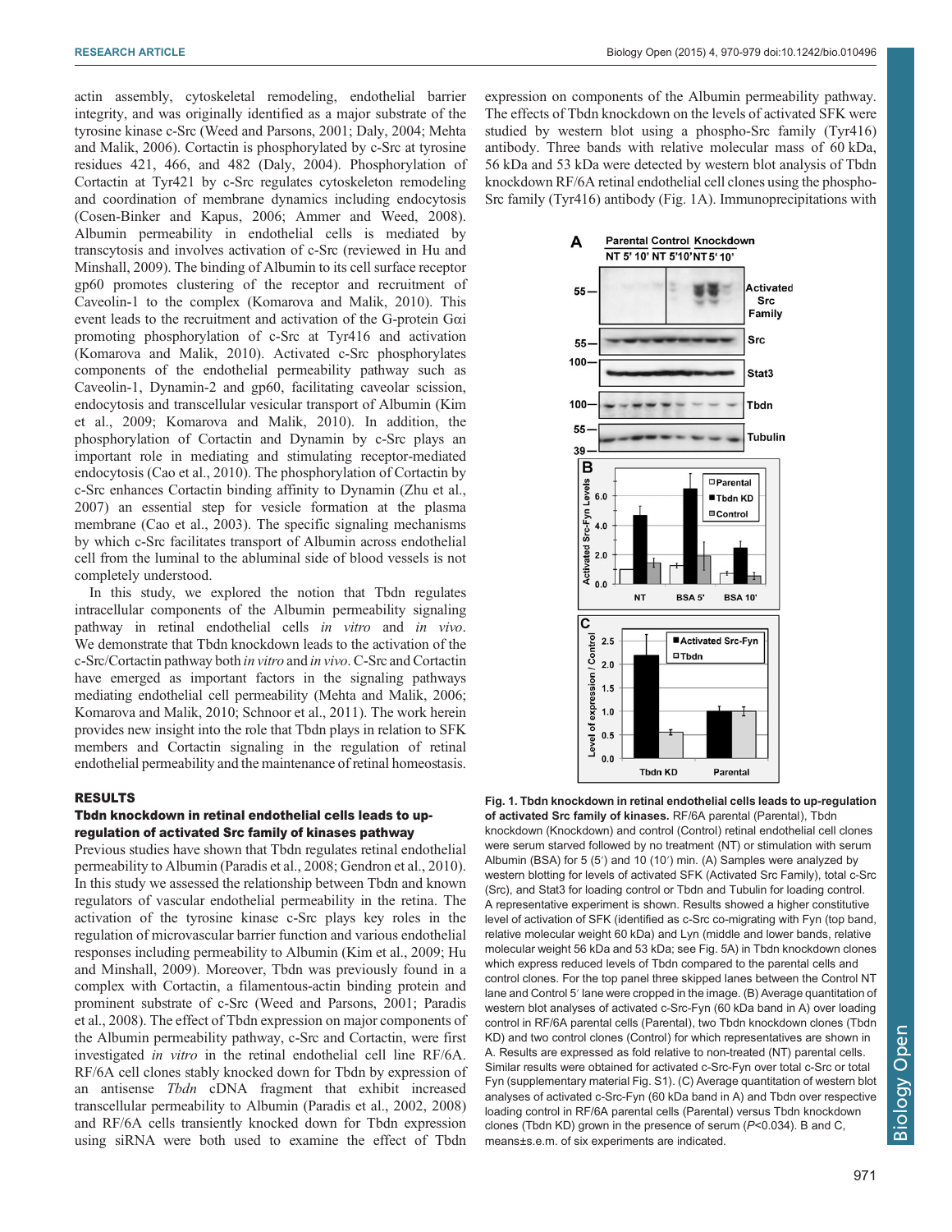actin assembly, cytoskeletal remodeling, endothelial barrier integrity, and was originally identified as a major substrate of the tyrosine kinase c-Src (Weed and Parsons, 2001; Daly, 2004; Mehta and Malik, 2006). Cortactin is phosphorylated by c-Src at tyrosine residues 421, 466, and 482 (Daly, 2004). Phosphorylation of Cortactin at Tyr421 by c-Src regulates cytoskeleton remodeling and coordination of membrane dynamics including endocytosis (Cosen-Binker and Kapus, 2006; Ammer and Weed, 2008). Albumin permeability in endothelial cells is mediated by transcytosis and involves activation of c-Src (reviewed in Hu and Minshall, 2009). The binding of Albumin to its cell surface receptor gp60 promotes clustering of the receptor and recruitment of Caveolin-1 to the complex (Komarova and Malik, 2010). This event leads to the recruitment and activation of the G-protein Gαi promoting phosphorylation of c-Src at Tyr416 and activation (Komarova and Malik, 2010). Activated c-Src phosphorylates components of the endothelial permeability pathway such as Caveolin-1, Dynamin-2 and gp60, facilitating caveolar scission, endocytosis and transcellular vesicular transport of Albumin (Kim et al., 2009; Komarova and Malik, 2010). In addition, the phosphorylation of Cortactin and Dynamin by c-Src plays an important role in mediating and stimulating receptor-mediated endocytosis (Cao et al., 2010). The phosphorylation of Cortactin by c-Src enhances Cortactin binding affinity to Dynamin (Zhu et al., 2007) an essential step for vesicle formation at the plasma membrane (Cao et al., 2003). The specific signaling mechanisms by which c-Src facilitates transport of Albumin across endothelial cell from the luminal to the abluminal side of blood vessels is not completely understood.

In this study, we explored the notion that Tbdn regulates intracellular components of the Albumin permeability signaling pathway in retinal endothelial cells *in vitro* and *in vivo*. We demonstrate that Tbdn knockdown leads to the activation of the c-Src/Cortactin pathway both *in vitro* and *in vivo*. C-Src and Cortactin have emerged as important factors in the signaling pathways mediating endothelial cell permeability (Mehta and Malik, 2006; Komarova and Malik, 2010; Schnoor et al., 2011). The work herein provides new insight into the role that Tbdn plays in relation to SFK members and Cortactin signaling in the regulation of retinal endothelial permeability and the maintenance of retinal homeostasis.

## RESULTS

### Tbdn knockdown in retinal endothelial cells leads to up-regulation of activated Src family of kinases pathway

Previous studies have shown that Tbdn regulates retinal endothelial permeability to Albumin (Paradis et al., 2008; Gendron et al., 2010). In this study we assessed the relationship between Tbdn and known regulators of vascular endothelial permeability in the retina. The activation of the tyrosine kinase c-Src plays key roles in the regulation of microvascular barrier function and various endothelial responses including permeability to Albumin (Kim et al., 2009; Hu and Minshall, 2009). Moreover, Tbdn was previously found in a complex with Cortactin, a filamentous-actin binding protein and prominent substrate of c-Src (Weed and Parsons, 2001; Paradis et al., 2008). The effect of Tbdn expression on major components of the Albumin permeability pathway, c-Src and Cortactin, were first investigated *in vitro* in the retinal endothelial cell line RF/6A. RF/6A cell clones stably knocked down for Tbdn by expression of an antisense *Tbdn* cDNA fragment that exhibit increased transcellular permeability to Albumin (Paradis et al., 2002, 2008) and RF/6A cells transiently knocked down for Tbdn expression using siRNA were both used to examine the effect of Tbdn expression on components of the Albumin permeability pathway. The effects of Tbdn knockdown on the levels of activated SFK were studied by western blot using a phospho-Src family (Tyr416) antibody. Three bands with relative molecular mass of 60 kDa, 56 kDa and 53 kDa were detected by western blot analysis of Tbdn knockdown RF/6A retinal endothelial cell clones using the phospho-Src family (Tyr416) antibody (Fig. 1A). Immunoprecipitations with

**Fig. 1. Tbdn knockdown in retinal endothelial cells leads to up-regulation of activated Src family of kinases.** RF/6A parental (Parental), Tbdn knockdown (Knockdown) and control (Control) retinal endothelial cell clones were serum starved followed by no treatment (NT) or stimulation with serum Albumin (BSA) for 5 (5′) and 10 (10′) min. (A) Samples were analyzed by western blotting for levels of activated SFK (Activated Src Family), total c-Src (Src), and Stat3 for loading control or Tbdn and Tubulin for loading control. A representative experiment is shown. Results showed a higher constitutive level of activation of SFK (identified as c-Src co-migrating with Fyn (top band, relative molecular weight 60 kDa) and Lyn (middle and lower bands, relative molecular weight 56 kDa and 53 kDa; see Fig. 5A) in Tbdn knockdown clones which express reduced levels of Tbdn compared to the parental cells and control clones. For the top panel three skipped lanes between the Control NT lane and Control 5′ lane were cropped in the image. (B) Average quantitation of western blot analyses of activated c-Src-Fyn (60 kDa band in A) over loading control in RF/6A parental cells (Parental), two Tbdn knockdown clones (Tbdn KD) and two control clones (Control) for which representatives are shown in A. Results are expressed as fold relative to non-treated (NT) parental cells. Similar results were obtained for activated c-Src-Fyn over total c-Src or total Fyn (supplementary material Fig. S1). (C) Average quantitation of western blot analyses of activated c-Src-Fyn (60 kDa band in A) and Tbdn over respective loading control in RF/6A parental cells (Parental) versus Tbdn knockdown clones (Tbdn KD) grown in the presence of serum ($P$<0.034). B and C, means±s.e.m. of six experiments are indicated.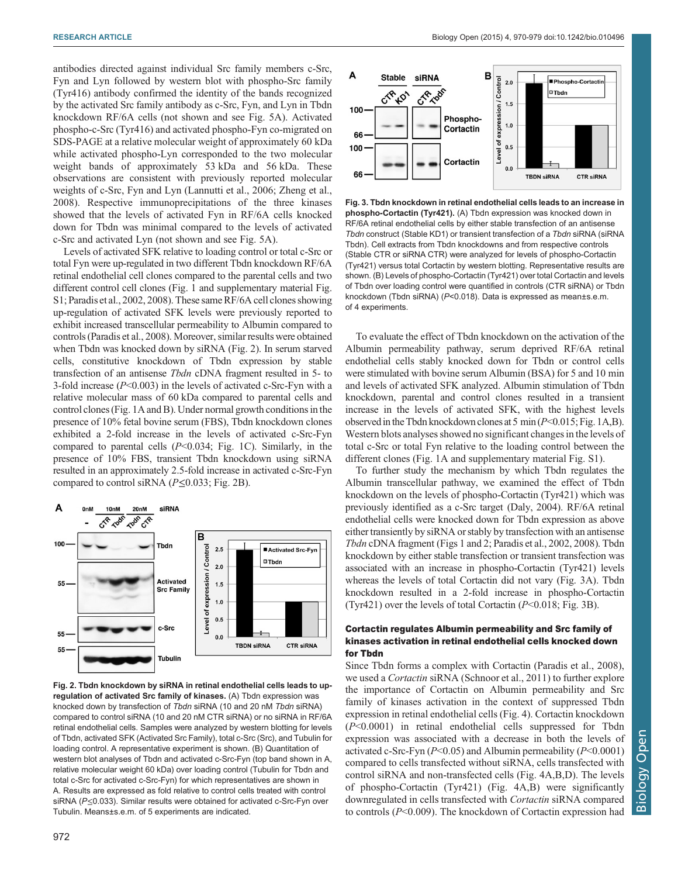antibodies directed against individual Src family members c-Src, Fyn and Lyn followed by western blot with phospho-Src family (Tyr416) antibody confirmed the identity of the bands recognized by the activated Src family antibody as c-Src, Fyn, and Lyn in Tbdn knockdown RF/6A cells (not shown and see Fig. 5A). Activated phospho-c-Src (Tyr416) and activated phospho-Fyn co-migrated on SDS-PAGE at a relative molecular weight of approximately 60 kDa while activated phospho-Lyn corresponded to the two molecular weight bands of approximately 53 kDa and 56 kDa. These observations are consistent with previously reported molecular weights of c-Src, Fyn and Lyn (Lannutti et al., 2006; Zheng et al., 2008). Respective immunoprecipitations of the three kinases showed that the levels of activated Fyn in RF/6A cells knocked down for Tbdn was minimal compared to the levels of activated c-Src and activated Lyn (not shown and see Fig. 5A).

Levels of activated SFK relative to loading control or total c-Src or total Fyn were up-regulated in two different Tbdn knockdown RF/6A retinal endothelial cell clones compared to the parental cells and two different control cell clones (Fig. 1 and supplementary material Fig. S1; Paradis et al., 2002, 2008). These same RF/6A cell clones showing up-regulation of activated SFK levels were previously reported to exhibit increased transcellular permeability to Albumin compared to controls (Paradis et al., 2008). Moreover, similar results were obtained when Tbdn was knocked down by siRNA (Fig. 2). In serum starved cells, constitutive knockdown of Tbdn expression by stable transfection of an antisense *Tbdn* cDNA fragment resulted in 5- to 3-fold increase ($P<0.003$) in the levels of activated c-Src-Fyn with a relative molecular mass of 60 kDa compared to parental cells and control clones (Fig. 1A and B). Under normal growth conditions in the presence of 10% fetal bovine serum (FBS), Tbdn knockdown clones exhibited a 2-fold increase in the levels of activated c-Src-Fyn compared to parental cells ($P<0.034$; Fig. 1C). Similarly, in the presence of 10% FBS, transient Tbdn knockdown using siRNA resulted in an approximately 2.5-fold increase in activated c-Src-Fyn compared to control siRNA ($P\leq0.033$; Fig. 2B).

**Fig. 2. Tbdn knockdown by siRNA in retinal endothelial cells leads to up-regulation of activated Src family of kinases.** (A) Tbdn expression was knocked down by transfection of *Tbdn* siRNA (10 and 20 nM *Tbdn* siRNA) compared to control siRNA (10 and 20 nM CTR siRNA) or no siRNA in RF/6A retinal endothelial cells. Samples were analyzed by western blotting for levels of Tbdn, activated SFK (Activated Src Family), total c-Src (Src), and Tubulin for loading control. A representative experiment is shown. (B) Quantitation of western blot analyses of Tbdn and activated c-Src-Fyn (top band shown in A, relative molecular weight 60 kDa) over loading control (Tubulin for Tbdn and total c-Src for activated c-Src-Fyn) for which representatives are shown in A. Results are expressed as fold relative to control cells treated with control siRNA ($P\leq0.033$). Similar results were obtained for activated c-Src-Fyn over Tubulin. Means±s.e.m. of 5 experiments are indicated.

**Fig. 3. Tbdn knockdown in retinal endothelial cells leads to an increase in phospho-Cortactin (Tyr421).** (A) Tbdn expression was knocked down in RF/6A retinal endothelial cells by either stable transfection of an antisense *Tbdn* construct (Stable KD1) or transient transfection of a *Tbdn* siRNA (siRNA Tbdn). Cell extracts from Tbdn knockdowns and from respective controls (Stable CTR or siRNA CTR) were analyzed for levels of phospho-Cortactin (Tyr421) versus total Cortactin by western blotting. Representative results are shown. (B) Levels of phospho-Cortactin (Tyr421) over total Cortactin and levels of Tbdn over loading control were quantified in controls (CTR siRNA) or Tbdn knockdown (Tbdn siRNA) ($P<0.018$). Data is expressed as mean±s.e.m. of 4 experiments.

To evaluate the effect of Tbdn knockdown on the activation of the Albumin permeability pathway, serum deprived RF/6A retinal endothelial cells stably knocked down for Tbdn or control cells were stimulated with bovine serum Albumin (BSA) for 5 and 10 min and levels of activated SFK analyzed. Albumin stimulation of Tbdn knockdown, parental and control clones resulted in a transient increase in the levels of activated SFK, with the highest levels observed in the Tbdn knockdown clones at 5 min ($P<0.015$; Fig. 1A,B). Western blots analyses showed no significant changes in the levels of total c-Src or total Fyn relative to the loading control between the different clones (Fig. 1A and supplementary material Fig. S1).

To further study the mechanism by which Tbdn regulates the Albumin transcellular pathway, we examined the effect of Tbdn knockdown on the levels of phospho-Cortactin (Tyr421) which was previously identified as a c-Src target (Daly, 2004). RF/6A retinal endothelial cells were knocked down for Tbdn expression as above either transiently by siRNA or stably by transfection with an antisense *Tbdn* cDNA fragment (Figs 1 and 2; Paradis et al., 2002, 2008). Tbdn knockdown by either stable transfection or transient transfection was associated with an increase in phospho-Cortactin (Tyr421) levels whereas the levels of total Cortactin did not vary (Fig. 3A). Tbdn knockdown resulted in a 2-fold increase in phospho-Cortactin (Tyr421) over the levels of total Cortactin ($P<0.018$; Fig. 3B).

### Cortactin regulates Albumin permeability and Src family of kinases activation in retinal endothelial cells knocked down for Tbdn

Since Tbdn forms a complex with Cortactin (Paradis et al., 2008), we used a *Cortactin* siRNA (Schnoor et al., 2011) to further explore the importance of Cortactin on Albumin permeability and Src family of kinases activation in the context of suppressed Tbdn expression in retinal endothelial cells (Fig. 4). Cortactin knockdown ($P<0.0001$) in retinal endothelial cells suppressed for Tbdn expression was associated with a decrease in both the levels of activated c-Src-Fyn ($P<0.05$) and Albumin permeability ($P<0.0001$) compared to cells transfected without siRNA, cells transfected with control siRNA and non-transfected cells (Fig. 4A,B,D). The levels of phospho-Cortactin (Tyr421) (Fig. 4A,B) were significantly downregulated in cells transfected with *Cortactin* siRNA compared to controls ($P<0.009$). The knockdown of Cortactin expression had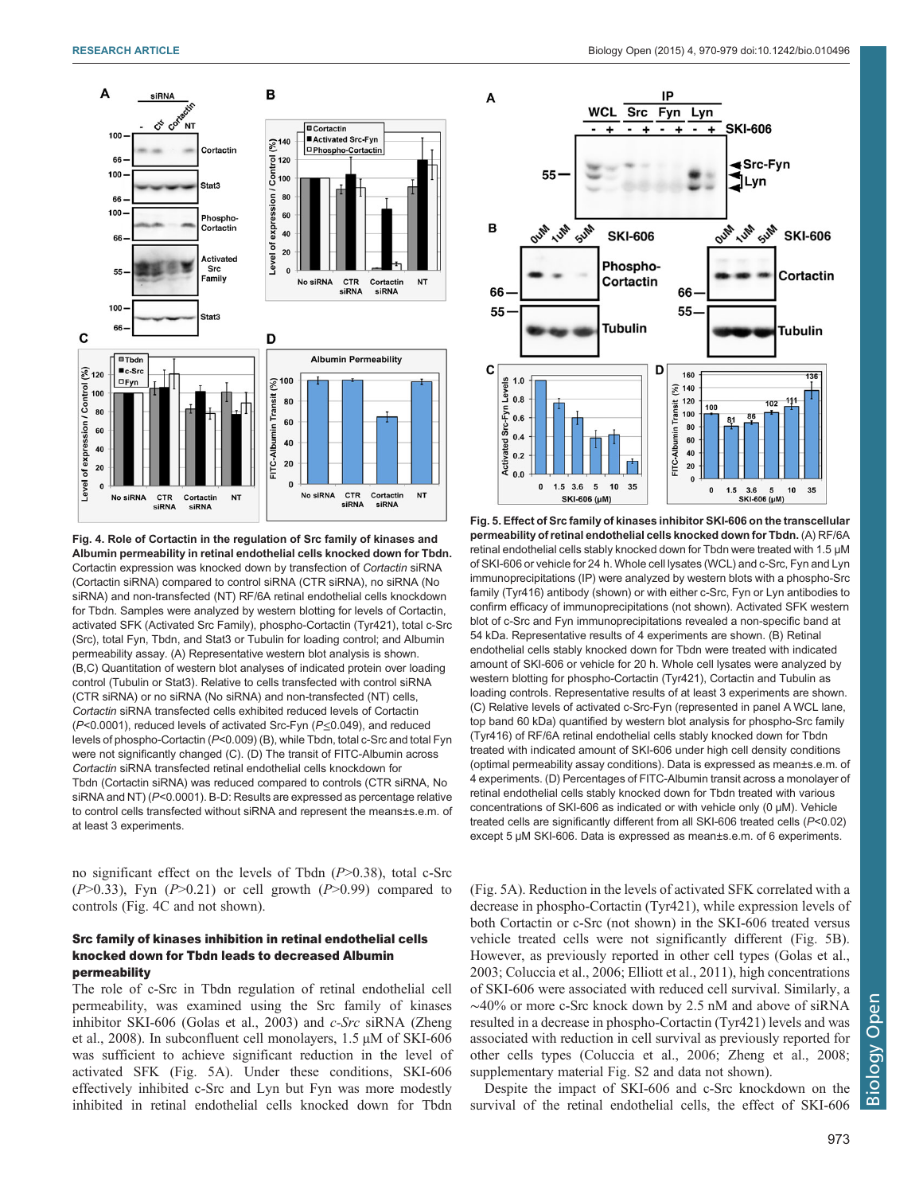**Fig. 4. Role of Cortactin in the regulation of Src family of kinases and Albumin permeability in retinal endothelial cells knocked down for Tbdn.** Cortactin expression was knocked down by transfection of *Cortactin* siRNA (Cortactin siRNA) compared to control siRNA (CTR siRNA), no siRNA (No siRNA) and non-transfected (NT) RF/6A retinal endothelial cells knockdown for Tbdn. Samples were analyzed by western blotting for levels of Cortactin, activated SFK (Activated Src Family), phospho-Cortactin (Tyr421), total c-Src (Src), total Fyn, Tbdn, and Stat3 or Tubulin for loading control; and Albumin permeability assay. (A) Representative western blot analysis is shown. (B,C) Quantitation of western blot analyses of indicated protein over loading control (Tubulin or Stat3). Relative to cells transfected with control siRNA (CTR siRNA) or no siRNA (No siRNA) and non-transfected (NT) cells, *Cortactin* siRNA transfected cells exhibited reduced levels of Cortactin ($P$<0.0001), reduced levels of activated Src-Fyn ($P$≤0.049), and reduced levels of phospho-Cortactin ($P$<0.009) (B), while Tbdn, total c-Src and total Fyn were not significantly changed (C). (D) The transit of FITC-Albumin across *Cortactin* siRNA transfected retinal endothelial cells knockdown for Tbdn (Cortactin siRNA) was reduced compared to controls (CTR siRNA, No siRNA and NT) ($P$<0.0001). B-D: Results are expressed as percentage relative to control cells transfected without siRNA and represent the means±s.e.m. of at least 3 experiments.

**Fig. 5. Effect of Src family of kinases inhibitor SKI-606 on the transcellular permeability of retinal endothelial cells knocked down for Tbdn.** (A) RF/6A retinal endothelial cells stably knocked down for Tbdn were treated with 1.5 μM of SKI-606 or vehicle for 24 h. Whole cell lysates (WCL) and c-Src, Fyn and Lyn immunoprecipitations (IP) were analyzed by western blots with a phospho-Src family (Tyr416) antibody (shown) or with either c-Src, Fyn or Lyn antibodies to confirm efficacy of immunoprecipitations (not shown). Activated SFK western blot of c-Src and Fyn immunoprecipitations revealed a non-specific band at 54 kDa. Representative results of 4 experiments are shown. (B) Retinal endothelial cells stably knocked down for Tbdn were treated with indicated amount of SKI-606 or vehicle for 20 h. Whole cell lysates were analyzed by western blotting for phospho-Cortactin (Tyr421), Cortactin and Tubulin as loading controls. Representative results of at least 3 experiments are shown. (C) Relative levels of activated c-Src-Fyn (represented in panel A WCL lane, top band 60 kDa) quantified by western blot analysis for phospho-Src family (Tyr416) of RF/6A retinal endothelial cells stably knocked down for Tbdn treated with indicated amount of SKI-606 under high cell density conditions (optimal permeability assay conditions). Data is expressed as mean±s.e.m. of 4 experiments. (D) Percentages of FITC-Albumin transit across a monolayer of retinal endothelial cells stably knocked down for Tbdn treated with various concentrations of SKI-606 as indicated or with vehicle only (0 μM). Vehicle treated cells are significantly different from all SKI-606 treated cells ($P$<0.02) except 5 μM SKI-606. Data is expressed as mean±s.e.m. of 6 experiments.

no significant effect on the levels of Tbdn ($P$>0.38), total c-Src ($P$>0.33), Fyn ($P$>0.21) or cell growth ($P$>0.99) compared to controls (Fig. 4C and not shown).

### Src family of kinases inhibition in retinal endothelial cells knocked down for Tbdn leads to decreased Albumin permeability

The role of c-Src in Tbdn regulation of retinal endothelial cell permeability, was examined using the Src family of kinases inhibitor SKI-606 (Golas et al., 2003) and *c-Src* siRNA (Zheng et al., 2008). In subconfluent cell monolayers, 1.5 μM of SKI-606 was sufficient to achieve significant reduction in the level of activated SFK (Fig. 5A). Under these conditions, SKI-606 effectively inhibited c-Src and Lyn but Fyn was more modestly inhibited in retinal endothelial cells knocked down for Tbdn (Fig. 5A). Reduction in the levels of activated SFK correlated with a decrease in phospho-Cortactin (Tyr421), while expression levels of both Cortactin or c-Src (not shown) in the SKI-606 treated versus vehicle treated cells were not significantly different (Fig. 5B). However, as previously reported in other cell types (Golas et al., 2003; Coluccia et al., 2006; Elliott et al., 2011), high concentrations of SKI-606 were associated with reduced cell survival. Similarly, a ∼40% or more c-Src knock down by 2.5 nM and above of siRNA resulted in a decrease in phospho-Cortactin (Tyr421) levels and was associated with reduction in cell survival as previously reported for other cells types (Coluccia et al., 2006; Zheng et al., 2008; supplementary material Fig. S2 and data not shown).

Despite the impact of SKI-606 and c-Src knockdown on the survival of the retinal endothelial cells, the effect of SKI-606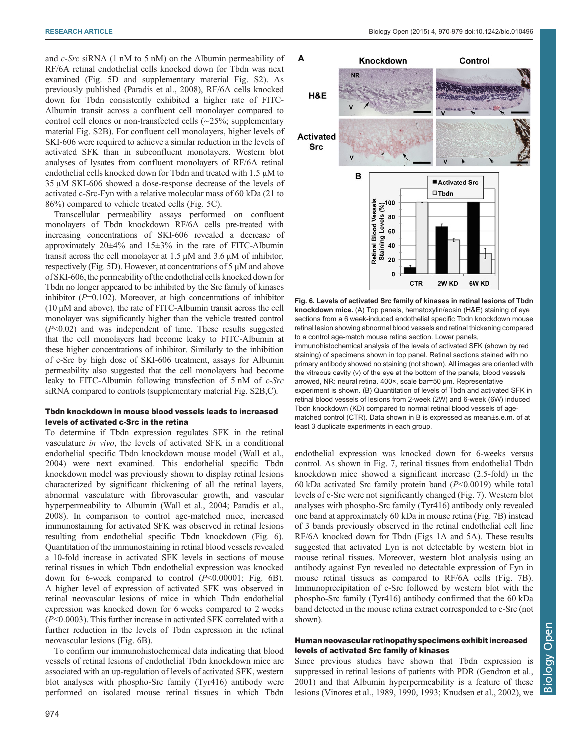and *c-Src* siRNA (1 nM to 5 nM) on the Albumin permeability of RF/6A retinal endothelial cells knocked down for Tbdn was next examined (Fig. 5D and supplementary material Fig. S2). As previously published (Paradis et al., 2008), RF/6A cells knocked down for Tbdn consistently exhibited a higher rate of FITC-Albumin transit across a confluent cell monolayer compared to control cell clones or non-transfected cells (~25%; supplementary material Fig. S2B). For confluent cell monolayers, higher levels of SKI-606 were required to achieve a similar reduction in the levels of activated SFK than in subconfluent monolayers. Western blot analyses of lysates from confluent monolayers of RF/6A retinal endothelial cells knocked down for Tbdn and treated with 1.5 µM to 35 µM SKI-606 showed a dose-response decrease of the levels of activated c-Src-Fyn with a relative molecular mass of 60 kDa (21 to 86%) compared to vehicle treated cells (Fig. 5C).

Transcellular permeability assays performed on confluent monolayers of Tbdn knockdown RF/6A cells pre-treated with increasing concentrations of SKI-606 revealed a decrease of approximately 20±4% and 15±3% in the rate of FITC-Albumin transit across the cell monolayer at 1.5 µM and 3.6 µM of inhibitor, respectively (Fig. 5D). However, at concentrations of 5 µM and above of SKI-606, the permeability of the endothelial cells knocked down for Tbdn no longer appeared to be inhibited by the Src family of kinases inhibitor ($P$=0.102). Moreover, at high concentrations of inhibitor (10 µM and above), the rate of FITC-Albumin transit across the cell monolayer was significantly higher than the vehicle treated control ($P$<0.02) and was independent of time. These results suggested that the cell monolayers had become leaky to FITC-Albumin at these higher concentrations of inhibitor. Similarly to the inhibition of c-Src by high dose of SKI-606 treatment, assays for Albumin permeability also suggested that the cell monolayers had become leaky to FITC-Albumin following transfection of 5 nM of *c-Src* siRNA compared to controls (supplementary material Fig. S2B,C).

### Tbdn knockdown in mouse blood vessels leads to increased levels of activated c-Src in the retina

To determine if Tbdn expression regulates SFK in the retinal vasculature *in vivo*, the levels of activated SFK in a conditional endothelial specific Tbdn knockdown mouse model (Wall et al., 2004) were next examined. This endothelial specific Tbdn knockdown model was previously shown to display retinal lesions characterized by significant thickening of all the retinal layers, abnormal vasculature with fibrovascular growth, and vascular hyperpermeability to Albumin (Wall et al., 2004; Paradis et al., 2008). In comparison to control age-matched mice, increased immunostaining for activated SFK was observed in retinal lesions resulting from endothelial specific Tbdn knockdown (Fig. 6). Quantitation of the immunostaining in retinal blood vessels revealed a 10-fold increase in activated SFK levels in sections of mouse retinal tissues in which Tbdn endothelial expression was knocked down for 6-week compared to control ($P$<0.00001; Fig. 6B). A higher level of expression of activated SFK was observed in retinal neovascular lesions of mice in which Tbdn endothelial expression was knocked down for 6 weeks compared to 2 weeks ($P$<0.0003). This further increase in activated SFK correlated with a further reduction in the levels of Tbdn expression in the retinal neovascular lesions (Fig. 6B).

To confirm our immunohistochemical data indicating that blood vessels of retinal lesions of endothelial Tbdn knockdown mice are associated with an up-regulation of levels of activated SFK, western blot analyses with phospho-Src family (Tyr416) antibody were performed on isolated mouse retinal tissues in which Tbdn endothelial expression was knocked down for 6-weeks versus control. As shown in Fig. 7, retinal tissues from endothelial Tbdn knockdown mice showed a significant increase (2.5-fold) in the 60 kDa activated Src family protein band ($P$<0.0019) while total levels of c-Src were not significantly changed (Fig. 7). Western blot analyses with phospho-Src family (Tyr416) antibody only revealed one band at approximately 60 kDa in mouse retina (Fig. 7B) instead of 3 bands previously observed in the retinal endothelial cell line RF/6A knocked down for Tbdn (Figs 1A and 5A). These results suggested that activated Lyn is not detectable by western blot in mouse retinal tissues. Moreover, western blot analysis using an antibody against Fyn revealed no detectable expression of Fyn in mouse retinal tissues as compared to RF/6A cells (Fig. 7B). Immunoprecipitation of c-Src followed by western blot with the phospho-Src family (Tyr416) antibody confirmed that the 60 kDa band detected in the mouse retina extract corresponded to c-Src (not shown).

**Fig. 6. Levels of activated Src family of kinases in retinal lesions of Tbdn knockdown mice.** (A) Top panels, hematoxylin/eosin (H&E) staining of eye sections from a 6 week-induced endothelial specific Tbdn knockdown mouse retinal lesion showing abnormal blood vessels and retinal thickening compared to a control age-match mouse retina section. Lower panels, immunohistochemical analysis of the levels of activated SFK (shown by red staining) of specimens shown in top panel. Retinal sections stained with no primary antibody showed no staining (not shown). All images are oriented with the vitreous cavity (v) of the eye at the bottom of the panels, blood vessels arrowed, NR: neural retina. 400×, scale bar=50 µm. Representative experiment is shown. (B) Quantitation of levels of Tbdn and activated SFK in retinal blood vessels of lesions from 2-week (2W) and 6-week (6W) induced Tbdn knockdown (KD) compared to normal retinal blood vessels of age-matched control (CTR). Data shown in B is expressed as mean±s.e.m. of at least 3 duplicate experiments in each group.

### Human neovascular retinopathy specimens exhibit increased levels of activated Src family of kinases

Since previous studies have shown that Tbdn expression is suppressed in retinal lesions of patients with PDR (Gendron et al., 2001) and that Albumin hyperpermeability is a feature of these lesions (Vinores et al., 1989, 1990, 1993; Knudsen et al., 2002), we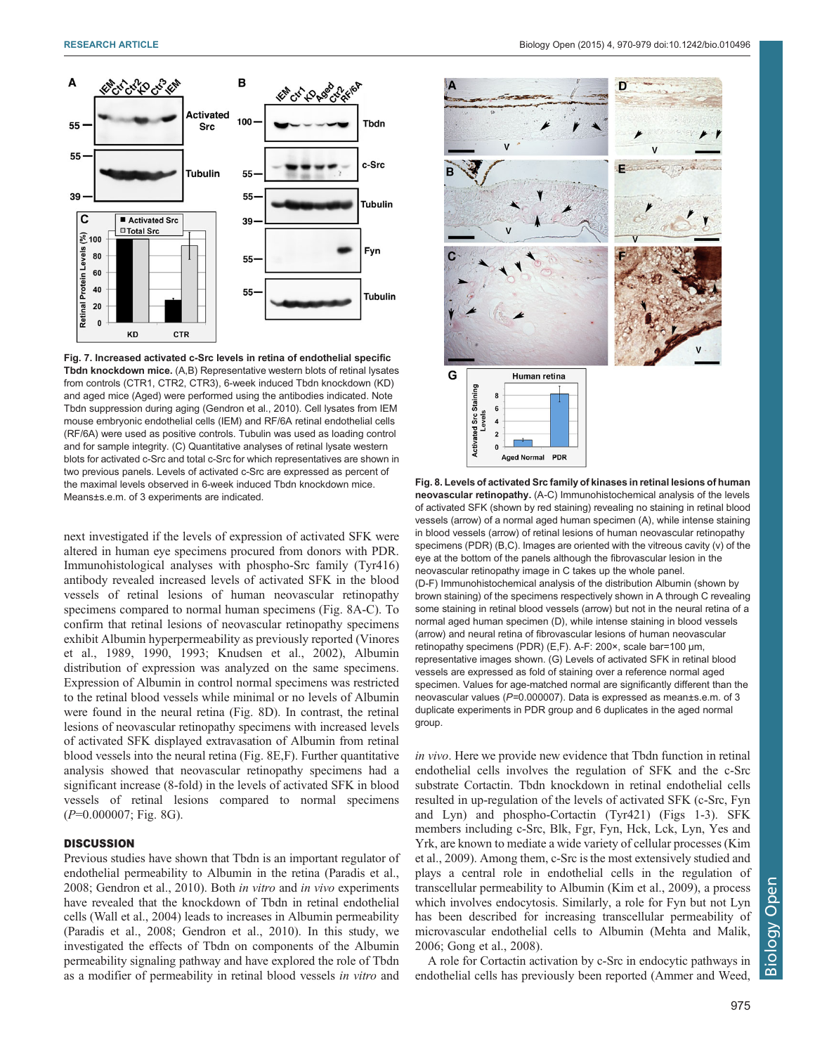**Fig. 7. Increased activated c-Src levels in retina of endothelial specific Tbdn knockdown mice.** (A,B) Representative western blots of retinal lysates from controls (CTR1, CTR2, CTR3), 6-week induced Tbdn knockdown (KD) and aged mice (Aged) were performed using the antibodies indicated. Note Tbdn suppression during aging (Gendron et al., 2010). Cell lysates from IEM mouse embryonic endothelial cells (IEM) and RF/6A retinal endothelial cells (RF/6A) were used as positive controls. Tubulin was used as loading control and for sample integrity. (C) Quantitative analyses of retinal lysate western blots for activated c-Src and total c-Src for which representatives are shown in two previous panels. Levels of activated c-Src are expressed as percent of the maximal levels observed in 6-week induced Tbdn knockdown mice. Means±s.e.m. of 3 experiments are indicated.

next investigated if the levels of expression of activated SFK were altered in human eye specimens procured from donors with PDR. Immunohistological analyses with phospho-Src family (Tyr416) antibody revealed increased levels of activated SFK in the blood vessels of retinal lesions of human neovascular retinopathy specimens compared to normal human specimens (Fig. 8A-C). To confirm that retinal lesions of neovascular retinopathy specimens exhibit Albumin hyperpermeability as previously reported (Vinores et al., 1989, 1990, 1993; Knudsen et al., 2002), Albumin distribution of expression was analyzed on the same specimens. Expression of Albumin in control normal specimens was restricted to the retinal blood vessels while minimal or no levels of Albumin were found in the neural retina (Fig. 8D). In contrast, the retinal lesions of neovascular retinopathy specimens with increased levels of activated SFK displayed extravasation of Albumin from retinal blood vessels into the neural retina (Fig. 8E,F). Further quantitative analysis showed that neovascular retinopathy specimens had a significant increase (8-fold) in the levels of activated SFK in blood vessels of retinal lesions compared to normal specimens ($P$=0.000007; Fig. 8G).

## DISCUSSION

Previous studies have shown that Tbdn is an important regulator of endothelial permeability to Albumin in the retina (Paradis et al., 2008; Gendron et al., 2010). Both *in vitro* and *in vivo* experiments have revealed that the knockdown of Tbdn in retinal endothelial cells (Wall et al., 2004) leads to increases in Albumin permeability (Paradis et al., 2008; Gendron et al., 2010). In this study, we investigated the effects of Tbdn on components of the Albumin permeability signaling pathway and have explored the role of Tbdn as a modifier of permeability in retinal blood vessels *in vitro* and *in vivo*. Here we provide new evidence that Tbdn function in retinal endothelial cells involves the regulation of SFK and the c-Src substrate Cortactin. Tbdn knockdown in retinal endothelial cells resulted in up-regulation of the levels of activated SFK (c-Src, Fyn and Lyn) and phospho-Cortactin (Tyr421) (Figs 1-3). SFK members including c-Src, Blk, Fgr, Fyn, Hck, Lck, Lyn, Yes and Yrk, are known to mediate a wide variety of cellular processes (Kim et al., 2009). Among them, c-Src is the most extensively studied and plays a central role in endothelial cells in the regulation of transcellular permeability to Albumin (Kim et al., 2009), a process which involves endocytosis. Similarly, a role for Fyn but not Lyn has been described for increasing transcellular permeability of microvascular endothelial cells to Albumin (Mehta and Malik, 2006; Gong et al., 2008).

A role for Cortactin activation by c-Src in endocytic pathways in endothelial cells has previously been reported (Ammer and Weed,

**Fig. 8. Levels of activated Src family of kinases in retinal lesions of human neovascular retinopathy.** (A-C) Immunohistochemical analysis of the levels of activated SFK (shown by red staining) revealing no staining in retinal blood vessels (arrow) of a normal aged human specimen (A), while intense staining in blood vessels (arrow) of retinal lesions of human neovascular retinopathy specimens (PDR) (B,C). Images are oriented with the vitreous cavity (v) of the eye at the bottom of the panels although the fibrovascular lesion in the neovascular retinopathy image in C takes up the whole panel. (D-F) Immunohistochemical analysis of the distribution Albumin (shown by brown staining) of the specimens respectively shown in A through C revealing some staining in retinal blood vessels (arrow) but not in the neural retina of a normal aged human specimen (D), while intense staining in blood vessels (arrow) and neural retina of fibrovascular lesions of human neovascular retinopathy specimens (PDR) (E,F). A-F: 200×, scale bar=100 µm, representative images shown. (G) Levels of activated SFK in retinal blood vessels are expressed as fold of staining over a reference normal aged specimen. Values for age-matched normal are significantly different than the neovascular values ($P$=0.000007). Data is expressed as mean±s.e.m. of 3 duplicate experiments in PDR group and 6 duplicates in the aged normal group.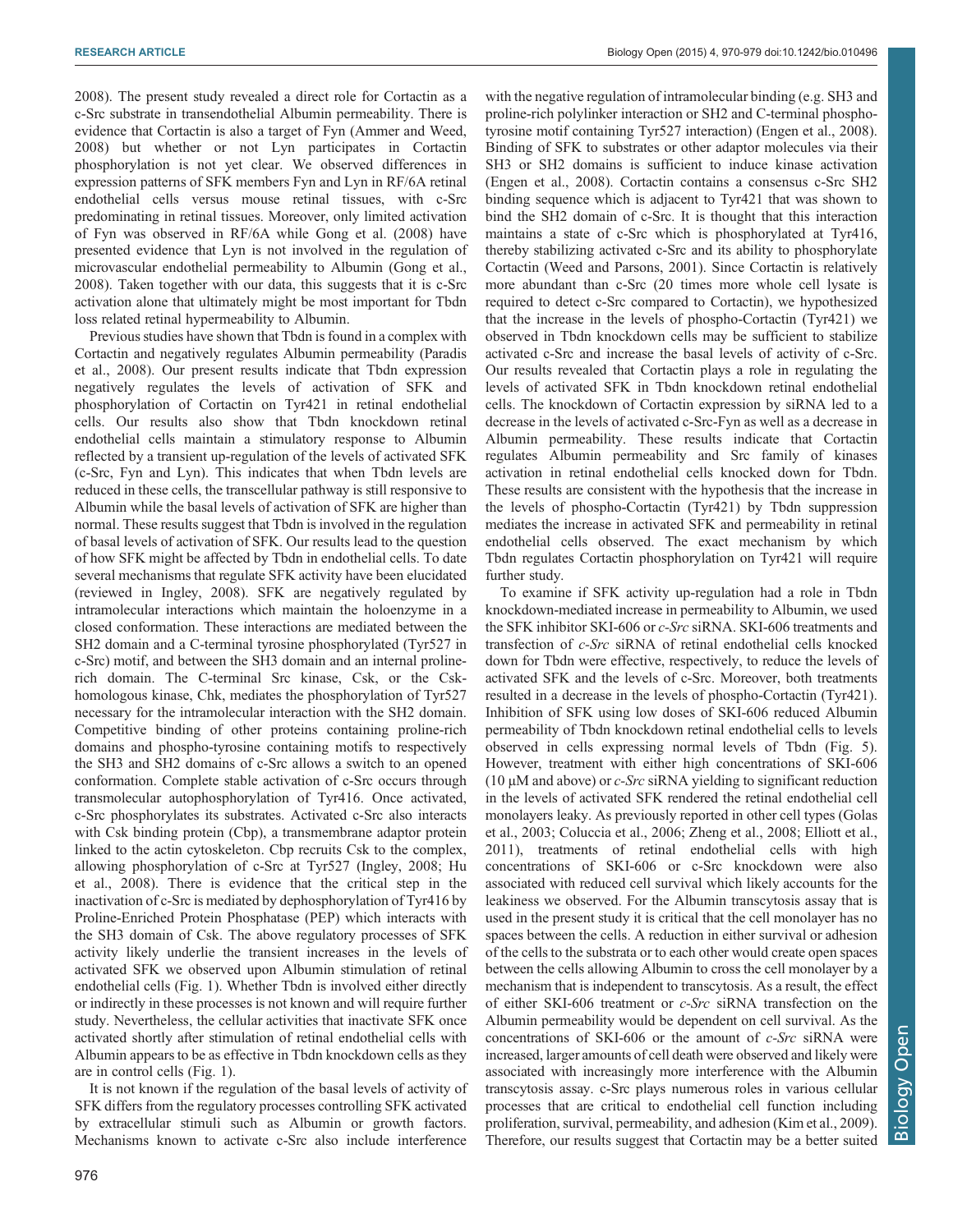2008). The present study revealed a direct role for Cortactin as a c-Src substrate in transendothelial Albumin permeability. There is evidence that Cortactin is also a target of Fyn (Ammer and Weed, 2008) but whether or not Lyn participates in Cortactin phosphorylation is not yet clear. We observed differences in expression patterns of SFK members Fyn and Lyn in RF/6A retinal endothelial cells versus mouse retinal tissues, with c-Src predominating in retinal tissues. Moreover, only limited activation of Fyn was observed in RF/6A while Gong et al. (2008) have presented evidence that Lyn is not involved in the regulation of microvascular endothelial permeability to Albumin (Gong et al., 2008). Taken together with our data, this suggests that it is c-Src activation alone that ultimately might be most important for Tbdn loss related retinal hypermeability to Albumin.

Previous studies have shown that Tbdn is found in a complex with Cortactin and negatively regulates Albumin permeability (Paradis et al., 2008). Our present results indicate that Tbdn expression negatively regulates the levels of activation of SFK and phosphorylation of Cortactin on Tyr421 in retinal endothelial cells. Our results also show that Tbdn knockdown retinal endothelial cells maintain a stimulatory response to Albumin reflected by a transient up-regulation of the levels of activated SFK (c-Src, Fyn and Lyn). This indicates that when Tbdn levels are reduced in these cells, the transcellular pathway is still responsive to Albumin while the basal levels of activation of SFK are higher than normal. These results suggest that Tbdn is involved in the regulation of basal levels of activation of SFK. Our results lead to the question of how SFK might be affected by Tbdn in endothelial cells. To date several mechanisms that regulate SFK activity have been elucidated (reviewed in Ingley, 2008). SFK are negatively regulated by intramolecular interactions which maintain the holoenzyme in a closed conformation. These interactions are mediated between the SH2 domain and a C-terminal tyrosine phosphorylated (Tyr527 in c-Src) motif, and between the SH3 domain and an internal proline-rich domain. The C-terminal Src kinase, Csk, or the Csk-homologous kinase, Chk, mediates the phosphorylation of Tyr527 necessary for the intramolecular interaction with the SH2 domain. Competitive binding of other proteins containing proline-rich domains and phospho-tyrosine containing motifs to respectively the SH3 and SH2 domains of c-Src allows a switch to an opened conformation. Complete stable activation of c-Src occurs through transmolecular autophosphorylation of Tyr416. Once activated, c-Src phosphorylates its substrates. Activated c-Src also interacts with Csk binding protein (Cbp), a transmembrane adaptor protein linked to the actin cytoskeleton. Cbp recruits Csk to the complex, allowing phosphorylation of c-Src at Tyr527 (Ingley, 2008; Hu et al., 2008). There is evidence that the critical step in the inactivation of c-Src is mediated by dephosphorylation of Tyr416 by Proline-Enriched Protein Phosphatase (PEP) which interacts with the SH3 domain of Csk. The above regulatory processes of SFK activity likely underlie the transient increases in the levels of activated SFK we observed upon Albumin stimulation of retinal endothelial cells (Fig. 1). Whether Tbdn is involved either directly or indirectly in these processes is not known and will require further study. Nevertheless, the cellular activities that inactivate SFK once activated shortly after stimulation of retinal endothelial cells with Albumin appears to be as effective in Tbdn knockdown cells as they are in control cells (Fig. 1).

It is not known if the regulation of the basal levels of activity of SFK differs from the regulatory processes controlling SFK activated by extracellular stimuli such as Albumin or growth factors. Mechanisms known to activate c-Src also include interference with the negative regulation of intramolecular binding (e.g. SH3 and proline-rich polylinker interaction or SH2 and C-terminal phospho-tyrosine motif containing Tyr527 interaction) (Engen et al., 2008). Binding of SFK to substrates or other adaptor molecules via their SH3 or SH2 domains is sufficient to induce kinase activation (Engen et al., 2008). Cortactin contains a consensus c-Src SH2 binding sequence which is adjacent to Tyr421 that was shown to bind the SH2 domain of c-Src. It is thought that this interaction maintains a state of c-Src which is phosphorylated at Tyr416, thereby stabilizing activated c-Src and its ability to phosphorylate Cortactin (Weed and Parsons, 2001). Since Cortactin is relatively more abundant than c-Src (20 times more whole cell lysate is required to detect c-Src compared to Cortactin), we hypothesized that the increase in the levels of phospho-Cortactin (Tyr421) we observed in Tbdn knockdown cells may be sufficient to stabilize activated c-Src and increase the basal levels of activity of c-Src. Our results revealed that Cortactin plays a role in regulating the levels of activated SFK in Tbdn knockdown retinal endothelial cells. The knockdown of Cortactin expression by siRNA led to a decrease in the levels of activated c-Src-Fyn as well as a decrease in Albumin permeability. These results indicate that Cortactin regulates Albumin permeability and Src family of kinases activation in retinal endothelial cells knocked down for Tbdn. These results are consistent with the hypothesis that the increase in the levels of phospho-Cortactin (Tyr421) by Tbdn suppression mediates the increase in activated SFK and permeability in retinal endothelial cells observed. The exact mechanism by which Tbdn regulates Cortactin phosphorylation on Tyr421 will require further study.

To examine if SFK activity up-regulation had a role in Tbdn knockdown-mediated increase in permeability to Albumin, we used the SFK inhibitor SKI-606 or *c-Src* siRNA. SKI-606 treatments and transfection of *c-Src* siRNA of retinal endothelial cells knocked down for Tbdn were effective, respectively, to reduce the levels of activated SFK and the levels of c-Src. Moreover, both treatments resulted in a decrease in the levels of phospho-Cortactin (Tyr421). Inhibition of SFK using low doses of SKI-606 reduced Albumin permeability of Tbdn knockdown retinal endothelial cells to levels observed in cells expressing normal levels of Tbdn (Fig. 5). However, treatment with either high concentrations of SKI-606 (10 µM and above) or *c-Src* siRNA yielding to significant reduction in the levels of activated SFK rendered the retinal endothelial cell monolayers leaky. As previously reported in other cell types (Golas et al., 2003; Coluccia et al., 2006; Zheng et al., 2008; Elliott et al., 2011), treatments of retinal endothelial cells with high concentrations of SKI-606 or c-Src knockdown were also associated with reduced cell survival which likely accounts for the leakiness we observed. For the Albumin transcytosis assay that is used in the present study it is critical that the cell monolayer has no spaces between the cells. A reduction in either survival or adhesion of the cells to the substrata or to each other would create open spaces between the cells allowing Albumin to cross the cell monolayer by a mechanism that is independent to transcytosis. As a result, the effect of either SKI-606 treatment or *c-Src* siRNA transfection on the Albumin permeability would be dependent on cell survival. As the concentrations of SKI-606 or the amount of *c-Src* siRNA were increased, larger amounts of cell death were observed and likely were associated with increasingly more interference with the Albumin transcytosis assay. c-Src plays numerous roles in various cellular processes that are critical to endothelial cell function including proliferation, survival, permeability, and adhesion (Kim et al., 2009). Therefore, our results suggest that Cortactin may be a better suited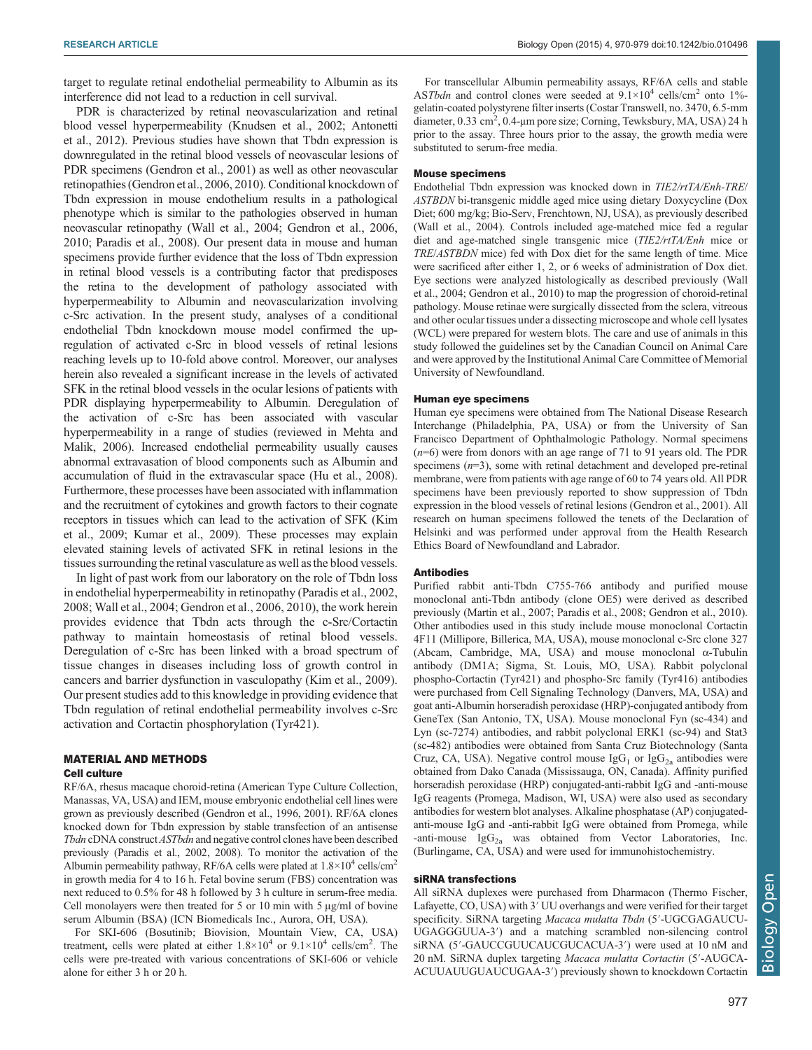target to regulate retinal endothelial permeability to Albumin as its interference did not lead to a reduction in cell survival.

PDR is characterized by retinal neovascularization and retinal blood vessel hyperpermeability (Knudsen et al., 2002; Antonetti et al., 2012). Previous studies have shown that Tbdn expression is downregulated in the retinal blood vessels of neovascular lesions of PDR specimens (Gendron et al., 2001) as well as other neovascular retinopathies (Gendron et al., 2006, 2010). Conditional knockdown of Tbdn expression in mouse endothelium results in a pathological phenotype which is similar to the pathologies observed in human neovascular retinopathy (Wall et al., 2004; Gendron et al., 2006, 2010; Paradis et al., 2008). Our present data in mouse and human specimens provide further evidence that the loss of Tbdn expression in retinal blood vessels is a contributing factor that predisposes the retina to the development of pathology associated with hyperpermeability to Albumin and neovascularization involving c-Src activation. In the present study, analyses of a conditional endothelial Tbdn knockdown mouse model confirmed the up-regulation of activated c-Src in blood vessels of retinal lesions reaching levels up to 10-fold above control. Moreover, our analyses herein also revealed a significant increase in the levels of activated SFK in the retinal blood vessels in the ocular lesions of patients with PDR displaying hyperpermeability to Albumin. Deregulation of the activation of c-Src has been associated with vascular hyperpermeability in a range of studies (reviewed in Mehta and Malik, 2006). Increased endothelial permeability usually causes abnormal extravasation of blood components such as Albumin and accumulation of fluid in the extravascular space (Hu et al., 2008). Furthermore, these processes have been associated with inflammation and the recruitment of cytokines and growth factors to their cognate receptors in tissues which can lead to the activation of SFK (Kim et al., 2009; Kumar et al., 2009). These processes may explain elevated staining levels of activated SFK in retinal lesions in the tissues surrounding the retinal vasculature as well as the blood vessels.

In light of past work from our laboratory on the role of Tbdn loss in endothelial hyperpermeability in retinopathy (Paradis et al., 2002, 2008; Wall et al., 2004; Gendron et al., 2006, 2010), the work herein provides evidence that Tbdn acts through the c-Src/Cortactin pathway to maintain homeostasis of retinal blood vessels. Deregulation of c-Src has been linked with a broad spectrum of tissue changes in diseases including loss of growth control in cancers and barrier dysfunction in vasculopathy (Kim et al., 2009). Our present studies add to this knowledge in providing evidence that Tbdn regulation of retinal endothelial permeability involves c-Src activation and Cortactin phosphorylation (Tyr421).

## MATERIAL AND METHODS

### Cell culture

RF/6A, rhesus macaque choroid-retina (American Type Culture Collection, Manassas, VA, USA) and IEM, mouse embryonic endothelial cell lines were grown as previously described (Gendron et al., 1996, 2001). RF/6A clones knocked down for Tbdn expression by stable transfection of an antisense *Tbdn* cDNA construct *ASTbdn* and negative control clones have been described previously (Paradis et al., 2002, 2008). To monitor the activation of the Albumin permeability pathway, RF/6A cells were plated at $1.8\times10^4$ cells/cm$^2$ in growth media for 4 to 16 h. Fetal bovine serum (FBS) concentration was next reduced to 0.5% for 48 h followed by 3 h culture in serum-free media. Cell monolayers were then treated for 5 or 10 min with 5 µg/ml of bovine serum Albumin (BSA) (ICN Biomedicals Inc., Aurora, OH, USA).

For SKI-606 (Bosutinib; Biovision, Mountain View, CA, USA) treatment, cells were plated at either $1.8\times10^4$ or $9.1\times10^4$ cells/cm$^2$. The cells were pre-treated with various concentrations of SKI-606 or vehicle alone for either 3 h or 20 h.

For transcellular Albumin permeability assays, RF/6A cells and stable AS*Tbdn* and control clones were seeded at $9.1\times10^4$ cells/cm$^2$ onto 1%-gelatin-coated polystyrene filter inserts (Costar Transwell, no. 3470, 6.5-mm diameter, 0.33 cm$^2$, 0.4-µm pore size; Corning, Tewksbury, MA, USA) 24 h prior to the assay. Three hours prior to the assay, the growth media were substituted to serum-free media.

### Mouse specimens

Endothelial Tbdn expression was knocked down in *TIE2/rtTA/Enh-TRE/ASTBDN* bi-transgenic middle aged mice using dietary Doxycycline (Dox Diet; 600 mg/kg; Bio-Serv, Frenchtown, NJ, USA), as previously described (Wall et al., 2004). Controls included age-matched mice fed a regular diet and age-matched single transgenic mice (*TIE2/rtTA/Enh* mice or *TRE/ASTBDN* mice) fed with Dox diet for the same length of time. Mice were sacrificed after either 1, 2, or 6 weeks of administration of Dox diet. Eye sections were analyzed histologically as described previously (Wall et al., 2004; Gendron et al., 2010) to map the progression of choroid-retinal pathology. Mouse retinae were surgically dissected from the sclera, vitreous and other ocular tissues under a dissecting microscope and whole cell lysates (WCL) were prepared for western blots. The care and use of animals in this study followed the guidelines set by the Canadian Council on Animal Care and were approved by the Institutional Animal Care Committee of Memorial University of Newfoundland.

### Human eye specimens

Human eye specimens were obtained from The National Disease Research Interchange (Philadelphia, PA, USA) or from the University of San Francisco Department of Ophthalmologic Pathology. Normal specimens ($n$=6) were from donors with an age range of 71 to 91 years old. The PDR specimens ($n$=3), some with retinal detachment and developed pre-retinal membrane, were from patients with age range of 60 to 74 years old. All PDR specimens have been previously reported to show suppression of Tbdn expression in the blood vessels of retinal lesions (Gendron et al., 2001). All research on human specimens followed the tenets of the Declaration of Helsinki and was performed under approval from the Health Research Ethics Board of Newfoundland and Labrador.

### Antibodies

Purified rabbit anti-Tbdn C755-766 antibody and purified mouse monoclonal anti-Tbdn antibody (clone OE5) were derived as described previously (Martin et al., 2007; Paradis et al., 2008; Gendron et al., 2010). Other antibodies used in this study include mouse monoclonal Cortactin 4F11 (Millipore, Billerica, MA, USA), mouse monoclonal c-Src clone 327 (Abcam, Cambridge, MA, USA) and mouse monoclonal α-Tubulin antibody (DM1A; Sigma, St. Louis, MO, USA). Rabbit polyclonal phospho-Cortactin (Tyr421) and phospho-Src family (Tyr416) antibodies were purchased from Cell Signaling Technology (Danvers, MA, USA) and goat anti-Albumin horseradish peroxidase (HRP)-conjugated antibody from GeneTex (San Antonio, TX, USA). Mouse monoclonal Fyn (sc-434) and Lyn (sc-7274) antibodies, and rabbit polyclonal ERK1 (sc-94) and Stat3 (sc-482) antibodies were obtained from Santa Cruz Biotechnology (Santa Cruz, CA, USA). Negative control mouse $IgG_1$ or $IgG_{2a}$ antibodies were obtained from Dako Canada (Mississauga, ON, Canada). Affinity purified horseradish peroxidase (HRP) conjugated-anti-rabbit IgG and -anti-mouse IgG reagents (Promega, Madison, WI, USA) were also used as secondary antibodies for western blot analyses. Alkaline phosphatase (AP) conjugated-anti-mouse IgG and -anti-rabbit IgG were obtained from Promega, while -anti-mouse $IgG_{2a}$ was obtained from Vector Laboratories, Inc. (Burlingame, CA, USA) and were used for immunohistochemistry.

### siRNA transfections

All siRNA duplexes were purchased from Dharmacon (Thermo Fischer, Lafayette, CO, USA) with 3′ UU overhangs and were verified for their target specificity. SiRNA targeting *Macaca mulatta Tbdn* (5′-UGCGAGAUCU-UGAGGGUUA-3′) and a matching scrambled non-silencing control siRNA (5′-GAUCCGUUCAUCGUCACUA-3′) were used at 10 nM and 20 nM. SiRNA duplex targeting *Macaca mulatta Cortactin* (5′-AUGCA-ACUUAUUGUAUCUGAA-3′) previously shown to knockdown Cortactin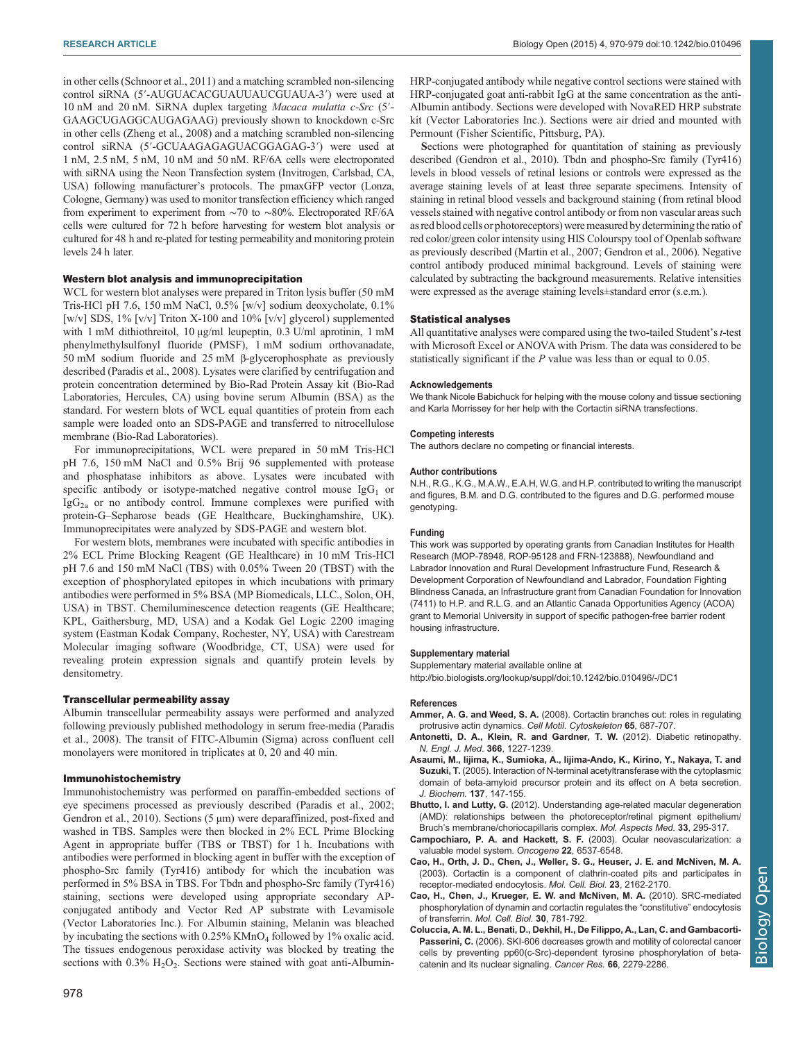in other cells (Schnoor et al., 2011) and a matching scrambled non-silencing control siRNA (5′-AUGUACACGUAUUAUCGUAUA-3′) were used at 10 nM and 20 nM. SiRNA duplex targeting *Macaca mulatta c-Src* (5′-GAAGCUGAGGCAUGAGAAG) previously shown to knockdown c-Src in other cells (Zheng et al., 2008) and a matching scrambled non-silencing control siRNA (5′-GCUAAGAGAGUACGGAGAG-3′) were used at 1 nM, 2.5 nM, 5 nM, 10 nM and 50 nM. RF/6A cells were electroporated with siRNA using the Neon Transfection system (Invitrogen, Carlsbad, CA, USA) following manufacturer's protocols. The pmaxGFP vector (Lonza, Cologne, Germany) was used to monitor transfection efficiency which ranged from experiment to experiment from ∼70 to ∼80%. Electroporated RF/6A cells were cultured for 72 h before harvesting for western blot analysis or cultured for 48 h and re-plated for testing permeability and monitoring protein levels 24 h later.

### Western blot analysis and immunoprecipitation

WCL for western blot analyses were prepared in Triton lysis buffer (50 mM Tris-HCl pH 7.6, 150 mM NaCl, 0.5% [w/v] sodium deoxycholate, 0.1% [w/v] SDS, 1% [v/v] Triton X-100 and 10% [v/v] glycerol) supplemented with 1 mM dithiothreitol, 10 µg/ml leupeptin, 0.3 U/ml aprotinin, 1 mM phenylmethylsulfonyl fluoride (PMSF), 1 mM sodium orthovanadate, 50 mM sodium fluoride and 25 mM β-glycerophosphate as previously described (Paradis et al., 2008). Lysates were clarified by centrifugation and protein concentration determined by Bio-Rad Protein Assay kit (Bio-Rad Laboratories, Hercules, CA) using bovine serum Albumin (BSA) as the standard. For western blots of WCL equal quantities of protein from each sample were loaded onto an SDS-PAGE and transferred to nitrocellulose membrane (Bio-Rad Laboratories).

For immunoprecipitations, WCL were prepared in 50 mM Tris-HCl pH 7.6, 150 mM NaCl and 0.5% Brij 96 supplemented with protease and phosphatase inhibitors as above. Lysates were incubated with specific antibody or isotype-matched negative control mouse $IgG_1$ or $IgG_{2a}$ or no antibody control. Immune complexes were purified with protein-G–Sepharose beads (GE Healthcare, Buckinghamshire, UK). Immunoprecipitates were analyzed by SDS-PAGE and western blot.

For western blots, membranes were incubated with specific antibodies in 2% ECL Prime Blocking Reagent (GE Healthcare) in 10 mM Tris-HCl pH 7.6 and 150 mM NaCl (TBS) with 0.05% Tween 20 (TBST) with the exception of phosphorylated epitopes in which incubations with primary antibodies were performed in 5% BSA (MP Biomedicals, LLC., Solon, OH, USA) in TBST. Chemiluminescence detection reagents (GE Healthcare; KPL, Gaithersburg, MD, USA) and a Kodak Gel Logic 2200 imaging system (Eastman Kodak Company, Rochester, NY, USA) with Carestream Molecular imaging software (Woodbridge, CT, USA) were used for revealing protein expression signals and quantify protein levels by densitometry.

### Transcellular permeability assay

Albumin transcellular permeability assays were performed and analyzed following previously published methodology in serum free-media (Paradis et al., 2008). The transit of FITC-Albumin (Sigma) across confluent cell monolayers were monitored in triplicates at 0, 20 and 40 min.

### Immunohistochemistry

Immunohistochemistry was performed on paraffin-embedded sections of eye specimens processed as previously described (Paradis et al., 2002; Gendron et al., 2010). Sections (5 µm) were deparaffinized, post-fixed and washed in TBS. Samples were then blocked in 2% ECL Prime Blocking Agent in appropriate buffer (TBS or TBST) for 1 h. Incubations with antibodies were performed in blocking agent in buffer with the exception of phospho-Src family (Tyr416) antibody for which the incubation was performed in 5% BSA in TBS. For Tbdn and phospho-Src family (Tyr416) staining, sections were developed using appropriate secondary AP-conjugated antibody and Vector Red AP substrate with Levamisole (Vector Laboratories Inc.). For Albumin staining, Melanin was bleached by incubating the sections with 0.25% $KMnO_4$ followed by 1% oxalic acid. The tissues endogenous peroxidase activity was blocked by treating the sections with 0.3% $H_2O_2$. Sections were stained with goat anti-Albumin-HRP-conjugated antibody while negative control sections were stained with HRP-conjugated goat anti-rabbit IgG at the same concentration as the anti-Albumin antibody. Sections were developed with NovaRED HRP substrate kit (Vector Laboratories Inc.). Sections were air dried and mounted with Permount (Fisher Scientific, Pittsburg, PA).

Sections were photographed for quantitation of staining as previously described (Gendron et al., 2010). Tbdn and phospho-Src family (Tyr416) levels in blood vessels of retinal lesions or controls were expressed as the average staining levels of at least three separate specimens. Intensity of staining in retinal blood vessels and background staining (from retinal blood vessels stained with negative control antibody or from non vascular areas such as red blood cells or photoreceptors) were measured by determining the ratio of red color/green color intensity using HIS Colourspy tool of Openlab software as previously described (Martin et al., 2007; Gendron et al., 2006). Negative control antibody produced minimal background. Levels of staining were calculated by subtracting the background measurements. Relative intensities were expressed as the average staining levels±standard error (s.e.m.).

### Statistical analyses

All quantitative analyses were compared using the two-tailed Student's *t*-test with Microsoft Excel or ANOVA with Prism. The data was considered to be statistically significant if the *P* value was less than or equal to 0.05.

#### Acknowledgements

We thank Nicole Babichuck for helping with the mouse colony and tissue sectioning and Karla Morrissey for her help with the Cortactin siRNA transfections.

#### Competing interests

The authors declare no competing or financial interests.

#### Author contributions

N.H., R.G., K.G., M.A.W., E.A.H, W.G. and H.P. contributed to writing the manuscript and figures, B.M. and D.G. contributed to the figures and D.G. performed mouse genotyping.

#### Funding

This work was supported by operating grants from Canadian Institutes for Health Research (MOP-78948, ROP-95128 and FRN-123888), Newfoundland and Labrador Innovation and Rural Development Infrastructure Fund, Research & Development Corporation of Newfoundland and Labrador, Foundation Fighting Blindness Canada, an Infrastructure grant from Canadian Foundation for Innovation (7411) to H.P. and R.L.G. and an Atlantic Canada Opportunities Agency (ACOA) grant to Memorial University in support of specific pathogen-free barrier rodent housing infrastructure.

#### Supplementary material

Supplementary material available online at
http://bio.biologists.org/lookup/suppl/doi:10.1242/bio.010496/-/DC1

#### References

**Ammer, A. G. and Weed, S. A.** (2008). Cortactin branches out: roles in regulating protrusive actin dynamics. *Cell Motil. Cytoskeleton* **65**, 687-707.

**Antonetti, D. A., Klein, R. and Gardner, T. W.** (2012). Diabetic retinopathy. *N. Engl. J. Med.* **366**, 1227-1239.

**Asaumi, M., Iijima, K., Sumioka, A., Iijima-Ando, K., Kirino, Y., Nakaya, T. and Suzuki, T.** (2005). Interaction of N-terminal acetyltransferase with the cytoplasmic domain of beta-amyloid precursor protein and its effect on A beta secretion. *J. Biochem.* **137**, 147-155.

**Bhutto, I. and Lutty, G.** (2012). Understanding age-related macular degeneration (AMD): relationships between the photoreceptor/retinal pigment epithelium/Bruch's membrane/choriocapillaris complex. *Mol. Aspects Med.* **33**, 295-317.

**Campochiaro, P. A. and Hackett, S. F.** (2003). Ocular neovascularization: a valuable model system. *Oncogene* **22**, 6537-6548.

**Cao, H., Orth, J. D., Chen, J., Weller, S. G., Heuser, J. E. and McNiven, M. A.** (2003). Cortactin is a component of clathrin-coated pits and participates in receptor-mediated endocytosis. *Mol. Cell. Biol.* **23**, 2162-2170.

**Cao, H., Chen, J., Krueger, E. W. and McNiven, M. A.** (2010). SRC-mediated phosphorylation of dynamin and cortactin regulates the "constitutive" endocytosis of transferrin. *Mol. Cell. Biol.* **30**, 781-792.

**Coluccia, A. M. L., Benati, D., Dekhil, H., De Filippo, A., Lan, C. and Gambacorti-Passerini, C.** (2006). SKI-606 decreases growth and motility of colorectal cancer cells by preventing pp60(c-Src)-dependent tyrosine phosphorylation of beta-catenin and its nuclear signaling. *Cancer Res.* **66**, 2279-2286.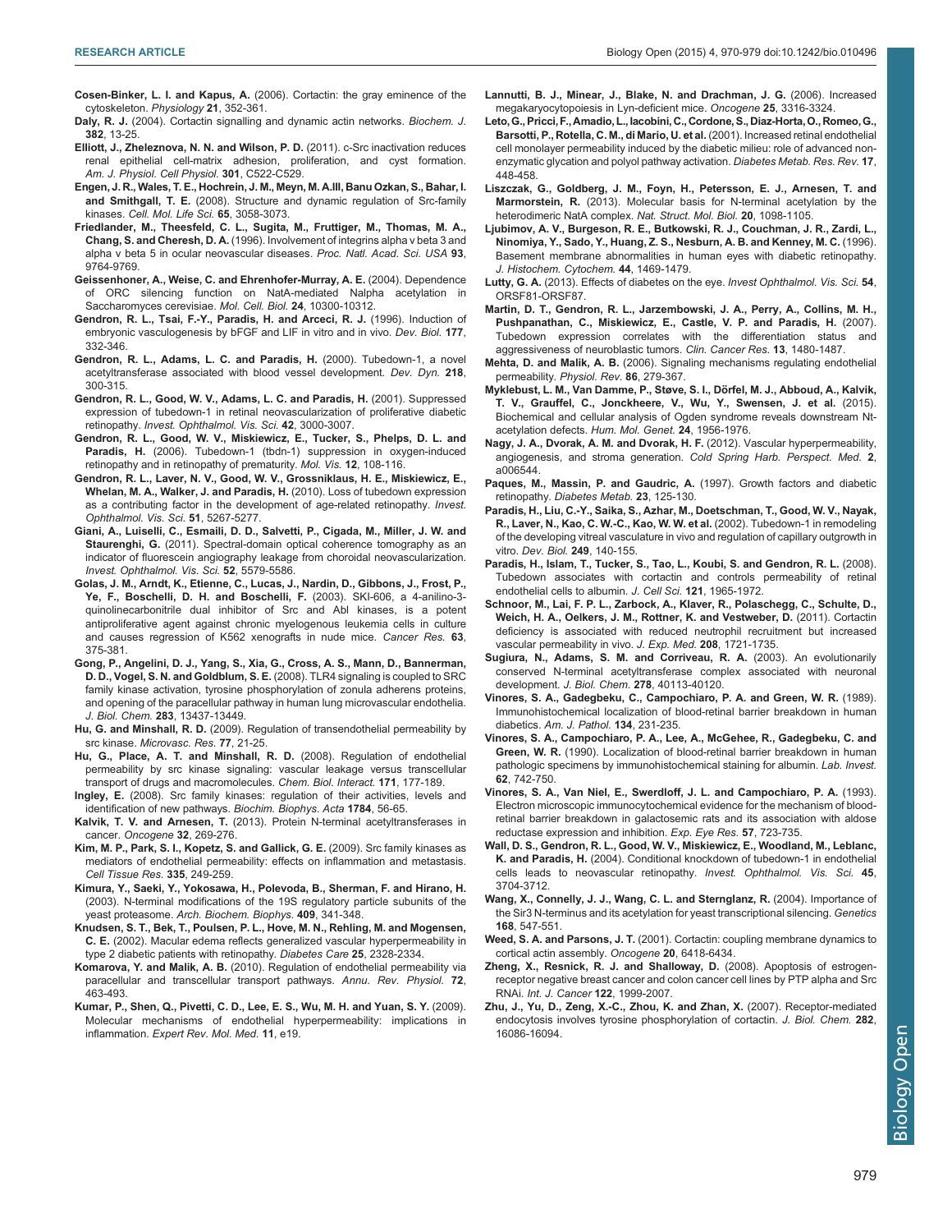**Cosen-Binker, L. I. and Kapus, A.** (2006). Cortactin: the gray eminence of the cytoskeleton. *Physiology* **21**, 352-361.

**Daly, R. J.** (2004). Cortactin signalling and dynamic actin networks. *Biochem. J.* **382**, 13-25.

**Elliott, J., Zheleznova, N. N. and Wilson, P. D.** (2011). c-Src inactivation reduces renal epithelial cell-matrix adhesion, proliferation, and cyst formation. *Am. J. Physiol. Cell Physiol.* **301**, C522-C529.

**Engen, J. R., Wales, T. E., Hochrein, J. M., Meyn, M. A.III, Banu Ozkan, S., Bahar, I. and Smithgall, T. E.** (2008). Structure and dynamic regulation of Src-family kinases. *Cell. Mol. Life Sci.* **65**, 3058-3073.

**Friedlander, M., Theesfeld, C. L., Sugita, M., Fruttiger, M., Thomas, M. A., Chang, S. and Cheresh, D. A.** (1996). Involvement of integrins alpha v beta 3 and alpha v beta 5 in ocular neovascular diseases. *Proc. Natl. Acad. Sci. USA* **93**, 9764-9769.

**Geissenhoner, A., Weise, C. and Ehrenhofer-Murray, A. E.** (2004). Dependence of ORC silencing function on NatA-mediated Nalpha acetylation in Saccharomyces cerevisiae. *Mol. Cell. Biol.* **24**, 10300-10312.

**Gendron, R. L., Tsai, F.-Y., Paradis, H. and Arceci, R. J.** (1996). Induction of embryonic vasculogenesis by bFGF and LIF in vitro and in vivo. *Dev. Biol.* **177**, 332-346.

**Gendron, R. L., Adams, L. C. and Paradis, H.** (2000). Tubedown-1, a novel acetyltransferase associated with blood vessel development. *Dev. Dyn.* **218**, 300-315.

**Gendron, R. L., Good, W. V., Adams, L. C. and Paradis, H.** (2001). Suppressed expression of tubedown-1 in retinal neovascularization of proliferative diabetic retinopathy. *Invest. Ophthalmol. Vis. Sci.* **42**, 3000-3007.

**Gendron, R. L., Good, W. V., Miskiewicz, E., Tucker, S., Phelps, D. L. and Paradis, H.** (2006). Tubedown-1 (tbdn-1) suppression in oxygen-induced retinopathy and in retinopathy of prematurity. *Mol. Vis.* **12**, 108-116.

**Gendron, R. L., Laver, N. V., Good, W. V., Grossniklaus, H. E., Miskiewicz, E., Whelan, M. A., Walker, J. and Paradis, H.** (2010). Loss of tubedown expression as a contributing factor in the development of age-related retinopathy. *Invest. Ophthalmol. Vis. Sci.* **51**, 5267-5277.

**Giani, A., Luiselli, C., Esmaili, D. D., Salvetti, P., Cigada, M., Miller, J. W. and Staurenghi, G.** (2011). Spectral-domain optical coherence tomography as an indicator of fluorescein angiography leakage from choroidal neovascularization. *Invest. Ophthalmol. Vis. Sci.* **52**, 5579-5586.

**Golas, J. M., Arndt, K., Etienne, C., Lucas, J., Nardin, D., Gibbons, J., Frost, P., Ye, F., Boschelli, D. H. and Boschelli, F.** (2003). SKI-606, a 4-anilino-3-quinolinecarbonitrile dual inhibitor of Src and Abl kinases, is a potent antiproliferative agent against chronic myelogenous leukemia cells in culture and causes regression of K562 xenografts in nude mice. *Cancer Res.* **63**, 375-381.

**Gong, P., Angelini, D. J., Yang, S., Xia, G., Cross, A. S., Mann, D., Bannerman, D. D., Vogel, S. N. and Goldblum, S. E.** (2008). TLR4 signaling is coupled to SRC family kinase activation, tyrosine phosphorylation of zonula adherens proteins, and opening of the paracellular pathway in human lung microvascular endothelia. *J. Biol. Chem.* **283**, 13437-13449.

**Hu, G. and Minshall, R. D.** (2009). Regulation of transendothelial permeability by src kinase. *Microvasc. Res.* **77**, 21-25.

**Hu, G., Place, A. T. and Minshall, R. D.** (2008). Regulation of endothelial permeability by src kinase signaling: vascular leakage versus transcellular transport of drugs and macromolecules. *Chem. Biol. Interact.* **171**, 177-189.

**Ingley, E.** (2008). Src family kinases: regulation of their activities, levels and identification of new pathways. *Biochim. Biophys. Acta* **1784**, 56-65.

**Kalvik, T. V. and Arnesen, T.** (2013). Protein N-terminal acetyltransferases in cancer. *Oncogene* **32**, 269-276.

**Kim, M. P., Park, S. I., Kopetz, S. and Gallick, G. E.** (2009). Src family kinases as mediators of endothelial permeability: effects on inflammation and metastasis. *Cell Tissue Res.* **335**, 249-259.

**Kimura, Y., Saeki, Y., Yokosawa, H., Polevoda, B., Sherman, F. and Hirano, H.** (2003). N-terminal modifications of the 19S regulatory particle subunits of the yeast proteasome. *Arch. Biochem. Biophys.* **409**, 341-348.

**Knudsen, S. T., Bek, T., Poulsen, P. L., Hove, M. N., Rehling, M. and Mogensen, C. E.** (2002). Macular edema reflects generalized vascular hyperpermeability in type 2 diabetic patients with retinopathy. *Diabetes Care* **25**, 2328-2334.

**Komarova, Y. and Malik, A. B.** (2010). Regulation of endothelial permeability via paracellular and transcellular transport pathways. *Annu. Rev. Physiol.* **72**, 463-493.

**Kumar, P., Shen, Q., Pivetti, C. D., Lee, E. S., Wu, M. H. and Yuan, S. Y.** (2009). Molecular mechanisms of endothelial hyperpermeability: implications in inflammation. *Expert Rev. Mol. Med.* **11**, e19.

**Lannutti, B. J., Minear, J., Blake, N. and Drachman, J. G.** (2006). Increased megakaryocytopoiesis in Lyn-deficient mice. *Oncogene* **25**, 3316-3324.

**Leto, G., Pricci, F., Amadio, L., Iacobini, C., Cordone, S., Diaz-Horta, O., Romeo, G., Barsotti, P., Rotella, C. M., di Mario, U. et al.** (2001). Increased retinal endothelial cell monolayer permeability induced by the diabetic milieu: role of advanced non-enzymatic glycation and polyol pathway activation. *Diabetes Metab. Res. Rev.* **17**, 448-458.

**Liszczak, G., Goldberg, J. M., Foyn, H., Petersson, E. J., Arnesen, T. and Marmorstein, R.** (2013). Molecular basis for N-terminal acetylation by the heterodimeric NatA complex. *Nat. Struct. Mol. Biol.* **20**, 1098-1105.

**Ljubimov, A. V., Burgeson, R. E., Butkowski, R. J., Couchman, J. R., Zardi, L., Ninomiya, Y., Sado, Y., Huang, Z. S., Nesburn, A. B. and Kenney, M. C.** (1996). Basement membrane abnormalities in human eyes with diabetic retinopathy. *J. Histochem. Cytochem.* **44**, 1469-1479.

**Lutty, G. A.** (2013). Effects of diabetes on the eye. *Invest Ophthalmol. Vis. Sci.* **54**, ORSF81-ORSF87.

**Martin, D. T., Gendron, R. L., Jarzembowski, J. A., Perry, A., Collins, M. H., Pushpanathan, C., Miskiewicz, E., Castle, V. P. and Paradis, H.** (2007). Tubedown expression correlates with the differentiation status and aggressiveness of neuroblastic tumors. *Clin. Cancer Res.* **13**, 1480-1487.

**Mehta, D. and Malik, A. B.** (2006). Signaling mechanisms regulating endothelial permeability. *Physiol. Rev.* **86**, 279-367.

**Myklebust, L. M., Van Damme, P., Støve, S. I., Dörfel, M. J., Abboud, A., Kalvik, T. V., Grauffel, C., Jonckheere, V., Wu, Y., Swensen, J. et al.** (2015). Biochemical and cellular analysis of Ogden syndrome reveals downstream Nt-acetylation defects. *Hum. Mol. Genet.* **24**, 1956-1976.

**Nagy, J. A., Dvorak, A. M. and Dvorak, H. F.** (2012). Vascular hyperpermeability, angiogenesis, and stroma generation. *Cold Spring Harb. Perspect. Med.* **2**, a006544.

**Paques, M., Massin, P. and Gaudric, A.** (1997). Growth factors and diabetic retinopathy. *Diabetes Metab.* **23**, 125-130.

**Paradis, H., Liu, C.-Y., Saika, S., Azhar, M., Doetschman, T., Good, W. V., Nayak, R., Laver, N., Kao, C. W.-C., Kao, W. W. et al.** (2002). Tubedown-1 in remodeling of the developing vitreal vasculature in vivo and regulation of capillary outgrowth in vitro. *Dev. Biol.* **249**, 140-155.

**Paradis, H., Islam, T., Tucker, S., Tao, L., Koubi, S. and Gendron, R. L.** (2008). Tubedown associates with cortactin and controls permeability of retinal endothelial cells to albumin. *J. Cell Sci.* **121**, 1965-1972.

**Schnoor, M., Lai, F. P. L., Zarbock, A., Klaver, R., Polaschegg, C., Schulte, D., Weich, H. A., Oelkers, J. M., Rottner, K. and Vestweber, D.** (2011). Cortactin deficiency is associated with reduced neutrophil recruitment but increased vascular permeability in vivo. *J. Exp. Med.* **208**, 1721-1735.

**Sugiura, N., Adams, S. M. and Corriveau, R. A.** (2003). An evolutionarily conserved N-terminal acetyltransferase complex associated with neuronal development. *J. Biol. Chem.* **278**, 40113-40120.

**Vinores, S. A., Gadegbeku, C., Campochiaro, P. A. and Green, W. R.** (1989). Immunohistochemical localization of blood-retinal barrier breakdown in human diabetics. *Am. J. Pathol.* **134**, 231-235.

**Vinores, S. A., Campochiaro, P. A., Lee, A., McGehee, R., Gadegbeku, C. and Green, W. R.** (1990). Localization of blood-retinal barrier breakdown in human pathologic specimens by immunohistochemical staining for albumin. *Lab. Invest.* **62**, 742-750.

**Vinores, S. A., Van Niel, E., Swerdloff, J. L. and Campochiaro, P. A.** (1993). Electron microscopic immunocytochemical evidence for the mechanism of blood-retinal barrier breakdown in galactosemic rats and its association with aldose reductase expression and inhibition. *Exp. Eye Res.* **57**, 723-735.

**Wall, D. S., Gendron, R. L., Good, W. V., Miskiewicz, E., Woodland, M., Leblanc, K. and Paradis, H.** (2004). Conditional knockdown of tubedown-1 in endothelial cells leads to neovascular retinopathy. *Invest. Ophthalmol. Vis. Sci.* **45**, 3704-3712.

**Wang, X., Connelly, J. J., Wang, C. L. and Sternglanz, R.** (2004). Importance of the Sir3 N-terminus and its acetylation for yeast transcriptional silencing. *Genetics* **168**, 547-551.

**Weed, S. A. and Parsons, J. T.** (2001). Cortactin: coupling membrane dynamics to cortical actin assembly. *Oncogene* **20**, 6418-6434.

**Zheng, X., Resnick, R. J. and Shalloway, D.** (2008). Apoptosis of estrogen-receptor negative breast cancer and colon cancer cell lines by PTP alpha and Src RNAi. *Int. J. Cancer* **122**, 1999-2007.

**Zhu, J., Yu, D., Zeng, X.-C., Zhou, K. and Zhan, X.** (2007). Receptor-mediated endocytosis involves tyrosine phosphorylation of cortactin. *J. Biol. Chem.* **282**, 16086-16094.